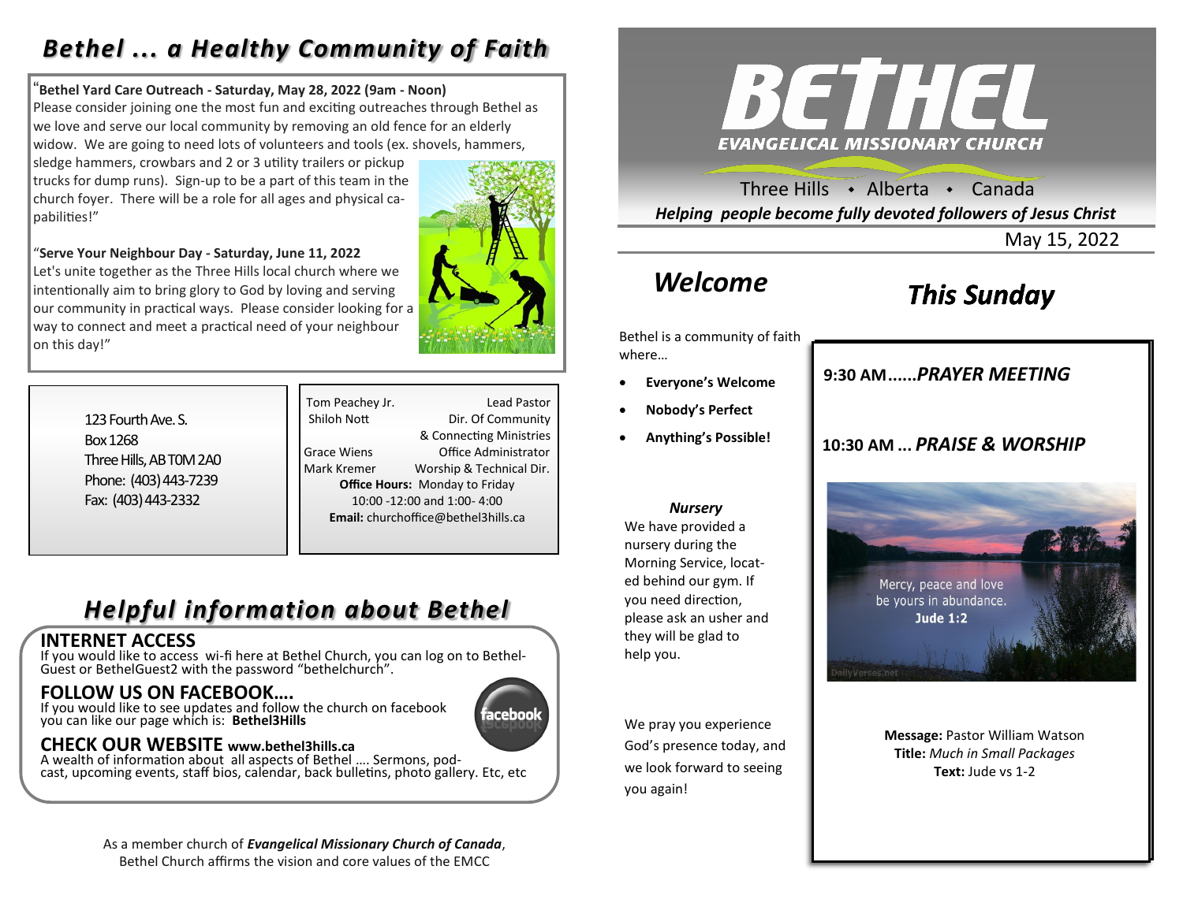# Bethel ... a Healthy Community of Faith

"**Bethel Yard Care Outreach - Saturday, May 28, 2022 (9am - Noon)**
Please consider joining one the most fun and exciting outreaches through Bethel as we love and serve our local community by removing an old fence for an elderly widow. We are going to need lots of volunteers and tools (ex. shovels, hammers, sledge hammers, crowbars and 2 or 3 utility trailers or pickup trucks for dump runs). Sign-up to be a part of this team in the church foyer. There will be a role for all ages and physical capabilities!"

"**Serve Your Neighbour Day - Saturday, June 11, 2022**
Let's unite together as the Three Hills local church where we intentionally aim to bring glory to God by loving and serving our community in practical ways. Please consider looking for a way to connect and meet a practical need of your neighbour on this day!"

123 Fourth Ave. S.
Box 1268
Three Hills, AB T0M 2A0
Phone: (403) 443-7239
Fax: (403) 443-2332

| | |
|---|---|
| Tom Peachey Jr. | Lead Pastor |
| Shiloh Nott | Dir. Of Community & Connecting Ministries |
| Grace Wiens | Office Administrator |
| Mark Kremer | Worship & Technical Dir. |

**Office Hours:** Monday to Friday
10:00 -12:00 and 1:00- 4:00
**Email:** churchoffice@bethel3hills.ca

# Helpful information about Bethel

## INTERNET ACCESS
If you would like to access wi-fi here at Bethel Church, you can log on to Bethel-Guest or BethelGuest2 with the password "bethelchurch".

## FOLLOW US ON FACEBOOK….
If you would like to see updates and follow the church on facebook you can like our page which is: **Bethel3Hills**

## CHECK OUR WEBSITE www.bethel3hills.ca
A wealth of information about all aspects of Bethel …. Sermons, podcast, upcoming events, staff bios, calendar, back bulletins, photo gallery. Etc, etc

As a member church of ***Evangelical Missionary Church of Canada***, Bethel Church affirms the vision and core values of the EMCC

# BETHEL
**EVANGELICAL MISSIONARY CHURCH**

Three Hills • Alberta • Canada

***Helping people become fully devoted followers of Jesus Christ***

May 15, 2022

# Welcome

Bethel is a community of faith where…

- **Everyone's Welcome**
- **Nobody's Perfect**
- **Anything's Possible!**

***Nursery***
We have provided a nursery during the Morning Service, located behind our gym. If you need direction, please ask an usher and they will be glad to help you.

We pray you experience God's presence today, and we look forward to seeing you again!

# This Sunday

**9:30 AM......*PRAYER MEETING***

**10:30 AM ... *PRAISE & WORSHIP***

Mercy, peace and love be yours in abundance.
**Jude 1:2**

**Message:** Pastor William Watson
**Title:** *Much in Small Packages*
**Text:** Jude vs 1-2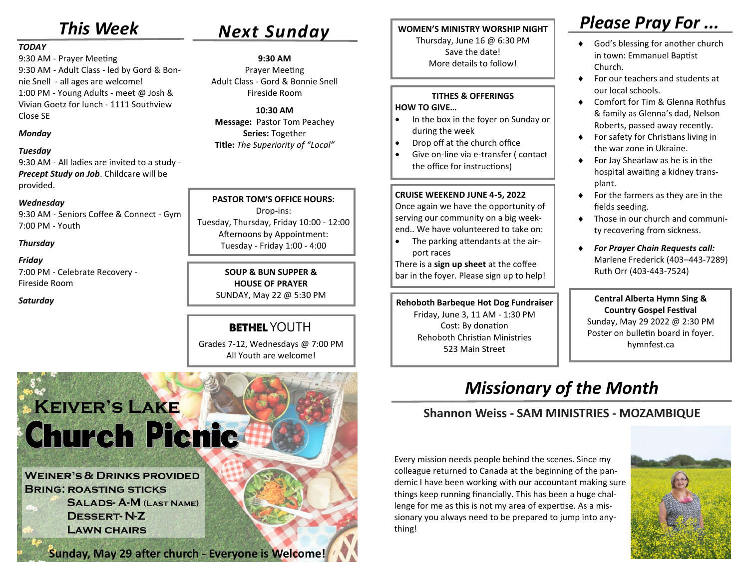## This Week

***TODAY***
9:30 AM - Prayer Meeting
9:30 AM - Adult Class - led by Gord & Bonnie Snell - all ages are welcome!
1:00 PM - Young Adults - meet @ Josh & Vivian Goetz for lunch - 1111 Southview Close SE

***Monday***

***Tuesday***
9:30 AM - All ladies are invited to a study - ***Precept Study on Job***. Childcare will be provided.

***Wednesday***
9:30 AM - Seniors Coffee & Connect - Gym
7:00 PM - Youth

***Thursday***

***Friday***
7:00 PM - Celebrate Recovery - Fireside Room

***Saturday***

## Next Sunday

**9:30 AM**
Prayer Meeting
Adult Class - Gord & Bonnie Snell
Fireside Room

**10:30 AM**
**Message:** Pastor Tom Peachey
**Series:** Together
**Title:** *The Superiority of "Local"*

**PASTOR TOM'S OFFICE HOURS:**
Drop-ins:
Tuesday, Thursday, Friday 10:00 - 12:00
Afternoons by Appointment:
Tuesday - Friday 1:00 - 4:00

**SOUP & BUN SUPPER & HOUSE OF PRAYER**
SUNDAY, May 22 @ 5:30 PM

**BETHEL** YOUTH
Grades 7-12, Wednesdays @ 7:00 PM
All Youth are welcome!

**Keiver's Lake**
**Church Picnic**

Weiner's & Drinks provided
Bring: roasting sticks
Salads- A-M (Last Name)
Dessert- N-Z
Lawn chairs

**Sunday, May 29 after church - Everyone is Welcome!**

**WOMEN'S MINISTRY WORSHIP NIGHT**
Thursday, June 16 @ 6:30 PM
Save the date!
More details to follow!

**TITHES & OFFERINGS**
**HOW TO GIVE…**
- In the box in the foyer on Sunday or during the week
- Drop off at the church office
- Give on-line via e-transfer ( contact the office for instructions)

**CRUISE WEEKEND JUNE 4-5, 2022**
Once again we have the opportunity of serving our community on a big weekend.. We have volunteered to take on:
- The parking attendants at the airport races

There is a **sign up sheet** at the coffee bar in the foyer. Please sign up to help!

**Rehoboth Barbeque Hot Dog Fundraiser**
Friday, June 3, 11 AM - 1:30 PM
Cost: By donation
Rehoboth Christian Ministries
523 Main Street

## Please Pray For ...

- God's blessing for another church in town: Emmanuel Baptist Church.
- For our teachers and students at our local schools.
- Comfort for Tim & Glenna Rothfus & family as Glenna's dad, Nelson Roberts, passed away recently.
- For safety for Christians living in the war zone in Ukraine.
- For Jay Shearlaw as he is in the hospital awaiting a kidney transplant.
- For the farmers as they are in the fields seeding.
- Those in our church and community recovering from sickness.
- ***For Prayer Chain Requests call:*** Marlene Frederick (403–443-7289) Ruth Orr (403-443-7524)

**Central Alberta Hymn Sing & Country Gospel Festival**
Sunday, May 29 2022 @ 2:30 PM
Poster on bulletin board in foyer.
hymnfest.ca

## Missionary of the Month

### Shannon Weiss - SAM MINISTRIES - MOZAMBIQUE

Every mission needs people behind the scenes. Since my colleague returned to Canada at the beginning of the pandemic I have been working with our accountant making sure things keep running financially. This has been a huge challenge for me as this is not my area of expertise. As a missionary you always need to be prepared to jump into anything!